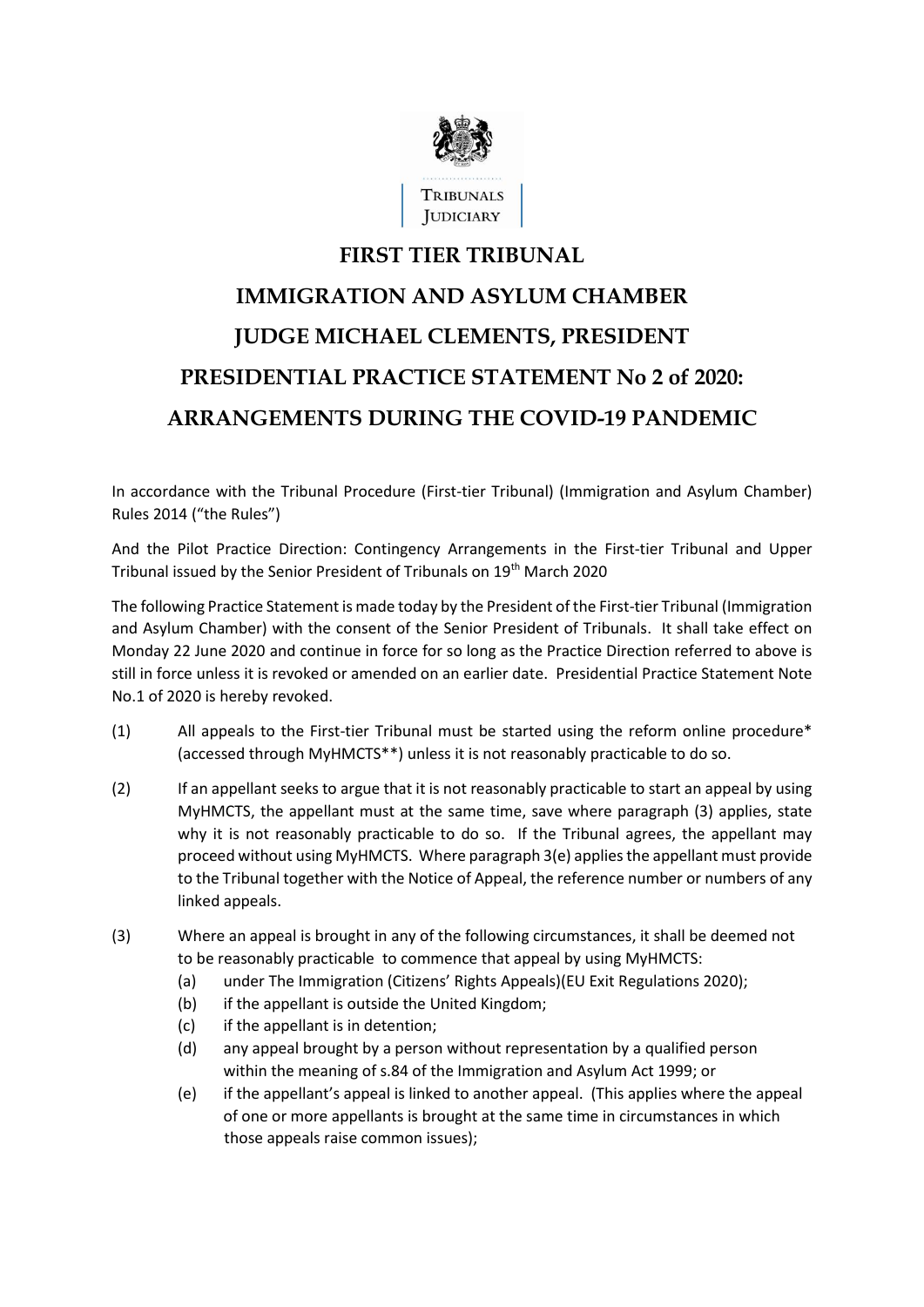TRIBUNALS JUDICIARY

# FIRST TIER TRIBUNAL

# IMMIGRATION AND ASYLUM CHAMBER

# JUDGE MICHAEL CLEMENTS, PRESIDENT

# PRESIDENTIAL PRACTICE STATEMENT No 2 of 2020: ARRANGEMENTS DURING THE COVID-19 PANDEMIC

In accordance with the Tribunal Procedure (First-tier Tribunal) (Immigration and Asylum Chamber) Rules 2014 ("the Rules")

And the Pilot Practice Direction: Contingency Arrangements in the First-tier Tribunal and Upper Tribunal issued by the Senior President of Tribunals on 19th March 2020

The following Practice Statement is made today by the President of the First-tier Tribunal (Immigration and Asylum Chamber) with the consent of the Senior President of Tribunals. It shall take effect on Monday 22 June 2020 and continue in force for so long as the Practice Direction referred to above is still in force unless it is revoked or amended on an earlier date. Presidential Practice Statement Note No.1 of 2020 is hereby revoked.

(1) All appeals to the First-tier Tribunal must be started using the reform online procedure* (accessed through MyHMCTS**) unless it is not reasonably practicable to do so.

(2) If an appellant seeks to argue that it is not reasonably practicable to start an appeal by using MyHMCTS, the appellant must at the same time, save where paragraph (3) applies, state why it is not reasonably practicable to do so. If the Tribunal agrees, the appellant may proceed without using MyHMCTS. Where paragraph 3(e) applies the appellant must provide to the Tribunal together with the Notice of Appeal, the reference number or numbers of any linked appeals.

(3) Where an appeal is brought in any of the following circumstances, it shall be deemed not to be reasonably practicable to commence that appeal by using MyHMCTS:

- (a) under The Immigration (Citizens' Rights Appeals)(EU Exit Regulations 2020);
- (b) if the appellant is outside the United Kingdom;
- (c) if the appellant is in detention;
- (d) any appeal brought by a person without representation by a qualified person within the meaning of s.84 of the Immigration and Asylum Act 1999; or
- (e) if the appellant's appeal is linked to another appeal. (This applies where the appeal of one or more appellants is brought at the same time in circumstances in which those appeals raise common issues);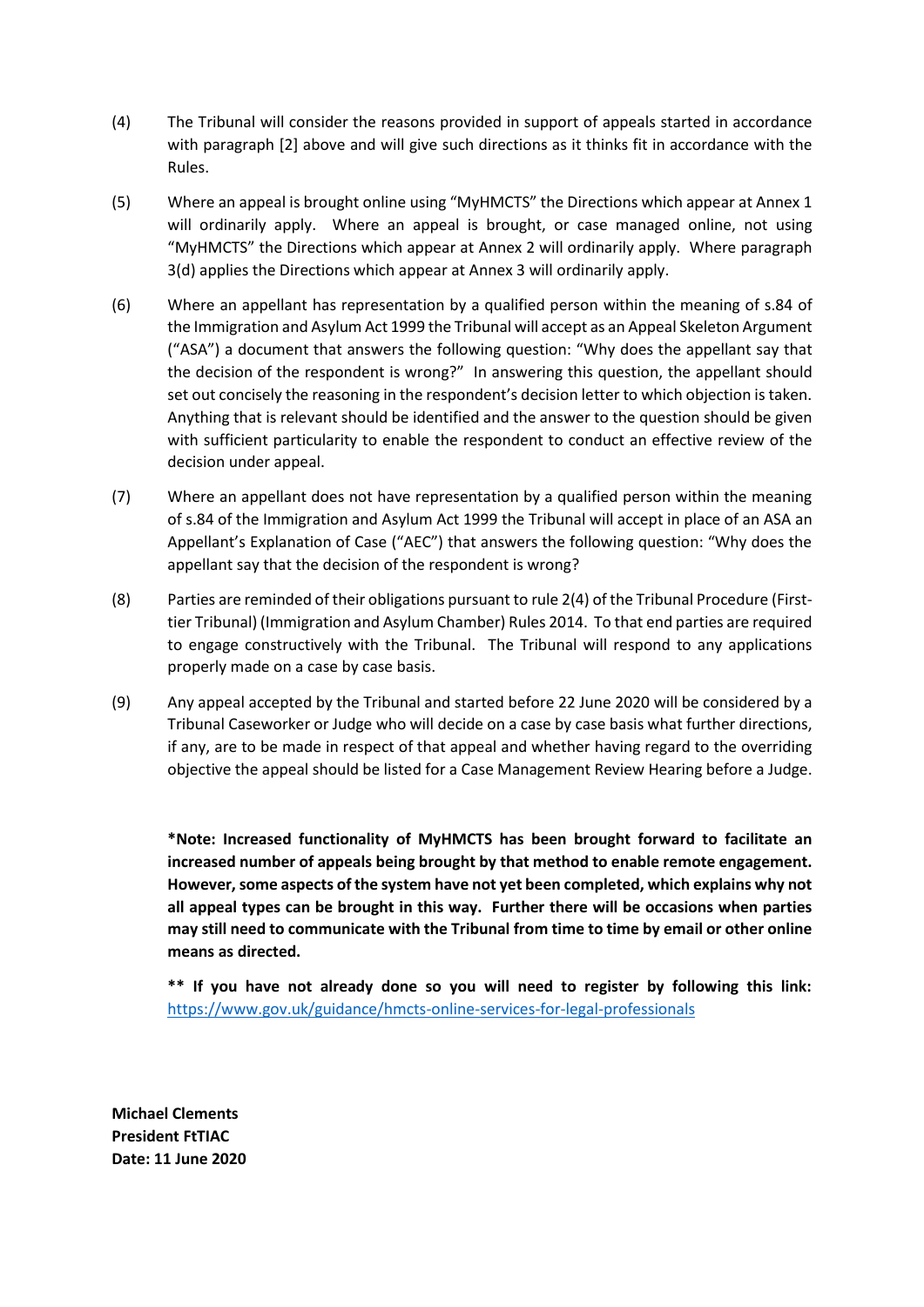(4) The Tribunal will consider the reasons provided in support of appeals started in accordance with paragraph [2] above and will give such directions as it thinks fit in accordance with the Rules.

(5) Where an appeal is brought online using "MyHMCTS" the Directions which appear at Annex 1 will ordinarily apply. Where an appeal is brought, or case managed online, not using "MyHMCTS" the Directions which appear at Annex 2 will ordinarily apply. Where paragraph 3(d) applies the Directions which appear at Annex 3 will ordinarily apply.

(6) Where an appellant has representation by a qualified person within the meaning of s.84 of the Immigration and Asylum Act 1999 the Tribunal will accept as an Appeal Skeleton Argument ("ASA") a document that answers the following question: "Why does the appellant say that the decision of the respondent is wrong?" In answering this question, the appellant should set out concisely the reasoning in the respondent's decision letter to which objection is taken. Anything that is relevant should be identified and the answer to the question should be given with sufficient particularity to enable the respondent to conduct an effective review of the decision under appeal.

(7) Where an appellant does not have representation by a qualified person within the meaning of s.84 of the Immigration and Asylum Act 1999 the Tribunal will accept in place of an ASA an Appellant's Explanation of Case ("AEC") that answers the following question: "Why does the appellant say that the decision of the respondent is wrong?

(8) Parties are reminded of their obligations pursuant to rule 2(4) of the Tribunal Procedure (First-tier Tribunal) (Immigration and Asylum Chamber) Rules 2014. To that end parties are required to engage constructively with the Tribunal. The Tribunal will respond to any applications properly made on a case by case basis.

(9) Any appeal accepted by the Tribunal and started before 22 June 2020 will be considered by a Tribunal Caseworker or Judge who will decide on a case by case basis what further directions, if any, are to be made in respect of that appeal and whether having regard to the overriding objective the appeal should be listed for a Case Management Review Hearing before a Judge.

**\*Note: Increased functionality of MyHMCTS has been brought forward to facilitate an increased number of appeals being brought by that method to enable remote engagement. However, some aspects of the system have not yet been completed, which explains why not all appeal types can be brought in this way. Further there will be occasions when parties may still need to communicate with the Tribunal from time to time by email or other online means as directed.**

**\*\* If you have not already done so you will need to register by following this link:** https://www.gov.uk/guidance/hmcts-online-services-for-legal-professionals

**Michael Clements**
**President FtTIAC**
**Date: 11 June 2020**